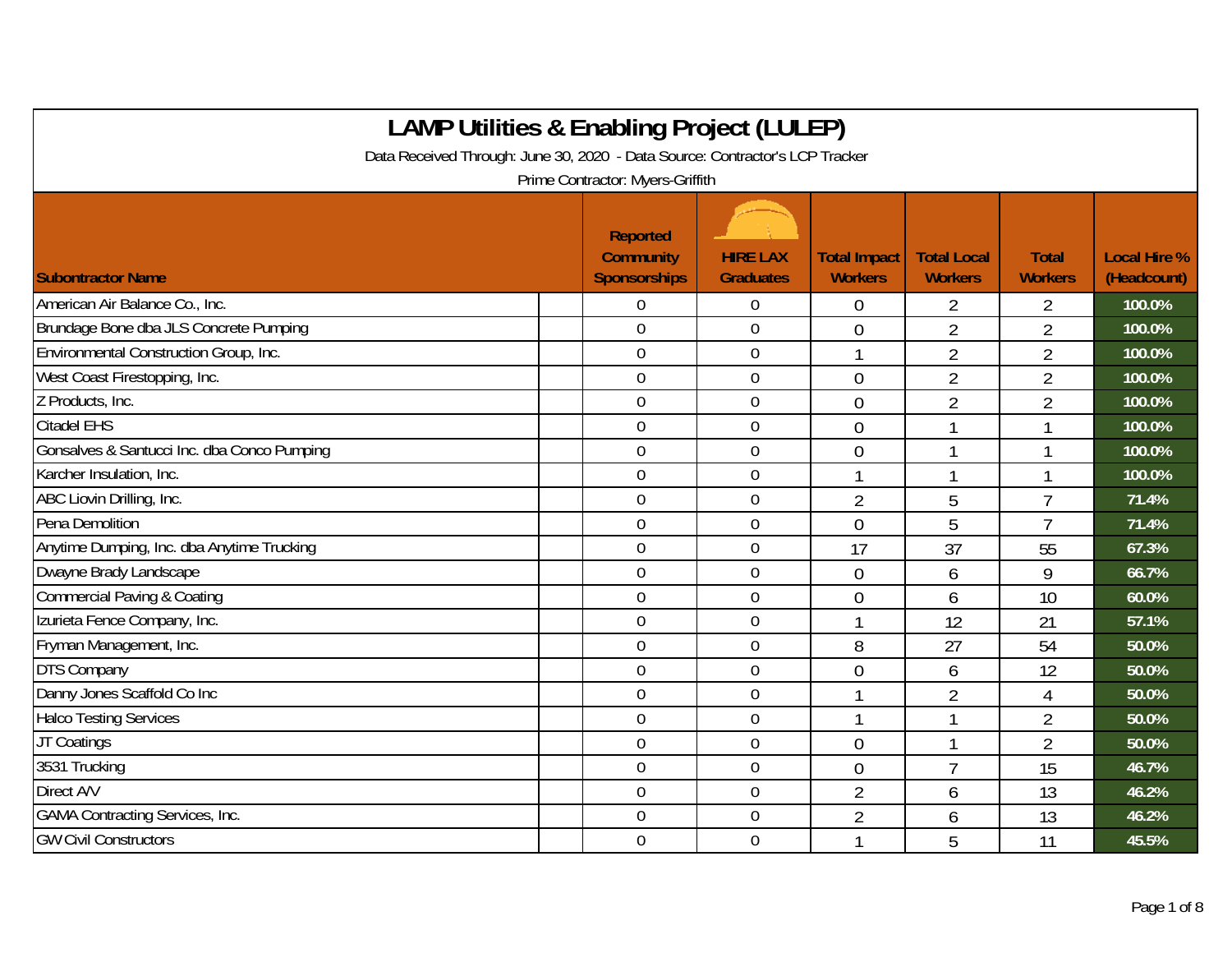# LAMP Utilities & Enabling Project (LULEP)

Data Received Through: June 30, 2020 - Data Source: Contractor's LCP Tracker

Prime Contractor: Myers-Griffith

| Subontractor Name | Reported Community Sponsorships | HIRE LAX Graduates | Total Impact Workers | Total Local Workers | Total Workers | Local Hire % (Headcount) |
|---|---|---|---|---|---|---|
| American Air Balance Co., Inc. | 0 | 0 | 0 | 2 | 2 | 100.0% |
| Brundage Bone dba JLS Concrete Pumping | 0 | 0 | 0 | 2 | 2 | 100.0% |
| Environmental Construction Group, Inc. | 0 | 0 | 1 | 2 | 2 | 100.0% |
| West Coast Firestopping, Inc. | 0 | 0 | 0 | 2 | 2 | 100.0% |
| Z Products, Inc. | 0 | 0 | 0 | 2 | 2 | 100.0% |
| Citadel EHS | 0 | 0 | 0 | 1 | 1 | 100.0% |
| Gonsalves & Santucci Inc. dba Conco Pumping | 0 | 0 | 0 | 1 | 1 | 100.0% |
| Karcher Insulation, Inc. | 0 | 0 | 1 | 1 | 1 | 100.0% |
| ABC Liovin Drilling, Inc. | 0 | 0 | 2 | 5 | 7 | 71.4% |
| Pena Demolition | 0 | 0 | 0 | 5 | 7 | 71.4% |
| Anytime Dumping, Inc. dba Anytime Trucking | 0 | 0 | 17 | 37 | 55 | 67.3% |
| Dwayne Brady Landscape | 0 | 0 | 0 | 6 | 9 | 66.7% |
| Commercial Paving & Coating | 0 | 0 | 0 | 6 | 10 | 60.0% |
| Izurieta Fence Company, Inc. | 0 | 0 | 1 | 12 | 21 | 57.1% |
| Fryman Management, Inc. | 0 | 0 | 8 | 27 | 54 | 50.0% |
| DTS Company | 0 | 0 | 0 | 6 | 12 | 50.0% |
| Danny Jones Scaffold Co Inc | 0 | 0 | 1 | 2 | 4 | 50.0% |
| Halco Testing Services | 0 | 0 | 1 | 1 | 2 | 50.0% |
| JT Coatings | 0 | 0 | 0 | 1 | 2 | 50.0% |
| 3531 Trucking | 0 | 0 | 0 | 7 | 15 | 46.7% |
| Direct A/V | 0 | 0 | 2 | 6 | 13 | 46.2% |
| GAMA Contracting Services, Inc. | 0 | 0 | 2 | 6 | 13 | 46.2% |
| GW Civil Constructors | 0 | 0 | 1 | 5 | 11 | 45.5% |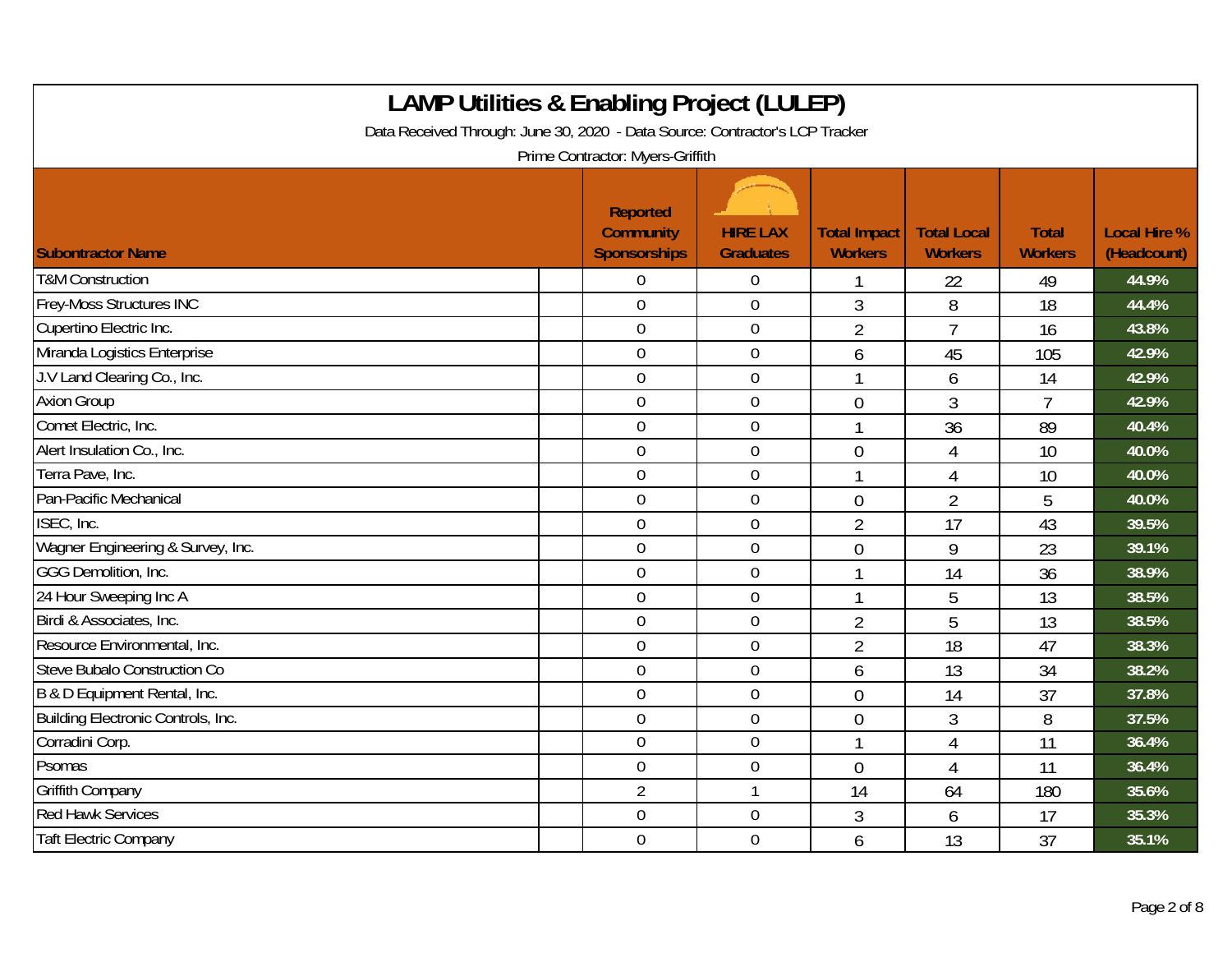# LAMP Utilities & Enabling Project (LULEP)

Data Received Through: June 30, 2020 - Data Source: Contractor's LCP Tracker

Prime Contractor: Myers-Griffith

| Subontractor Name | Reported Community Sponsorships | HIRE LAX Graduates | Total Impact Workers | Total Local Workers | Total Workers | Local Hire % (Headcount) |
|---|---|---|---|---|---|---|
| T&M Construction | 0 | 0 | 1 | 22 | 49 | 44.9% |
| Frey-Moss Structures INC | 0 | 0 | 3 | 8 | 18 | 44.4% |
| Cupertino Electric Inc. | 0 | 0 | 2 | 7 | 16 | 43.8% |
| Miranda Logistics Enterprise | 0 | 0 | 6 | 45 | 105 | 42.9% |
| J.V Land Clearing Co., Inc. | 0 | 0 | 1 | 6 | 14 | 42.9% |
| Axion Group | 0 | 0 | 0 | 3 | 7 | 42.9% |
| Comet Electric, Inc. | 0 | 0 | 1 | 36 | 89 | 40.4% |
| Alert Insulation Co., Inc. | 0 | 0 | 0 | 4 | 10 | 40.0% |
| Terra Pave, Inc. | 0 | 0 | 1 | 4 | 10 | 40.0% |
| Pan-Pacific Mechanical | 0 | 0 | 0 | 2 | 5 | 40.0% |
| ISEC, Inc. | 0 | 0 | 2 | 17 | 43 | 39.5% |
| Wagner Engineering & Survey, Inc. | 0 | 0 | 0 | 9 | 23 | 39.1% |
| GGG Demolition, Inc. | 0 | 0 | 1 | 14 | 36 | 38.9% |
| 24 Hour Sweeping Inc A | 0 | 0 | 1 | 5 | 13 | 38.5% |
| Birdi & Associates, Inc. | 0 | 0 | 2 | 5 | 13 | 38.5% |
| Resource Environmental, Inc. | 0 | 0 | 2 | 18 | 47 | 38.3% |
| Steve Bubalo Construction Co | 0 | 0 | 6 | 13 | 34 | 38.2% |
| B & D Equipment Rental, Inc. | 0 | 0 | 0 | 14 | 37 | 37.8% |
| Building Electronic Controls, Inc. | 0 | 0 | 0 | 3 | 8 | 37.5% |
| Corradini Corp. | 0 | 0 | 1 | 4 | 11 | 36.4% |
| Psomas | 0 | 0 | 0 | 4 | 11 | 36.4% |
| Griffith Company | 2 | 1 | 14 | 64 | 180 | 35.6% |
| Red Hawk Services | 0 | 0 | 3 | 6 | 17 | 35.3% |
| Taft Electric Company | 0 | 0 | 6 | 13 | 37 | 35.1% |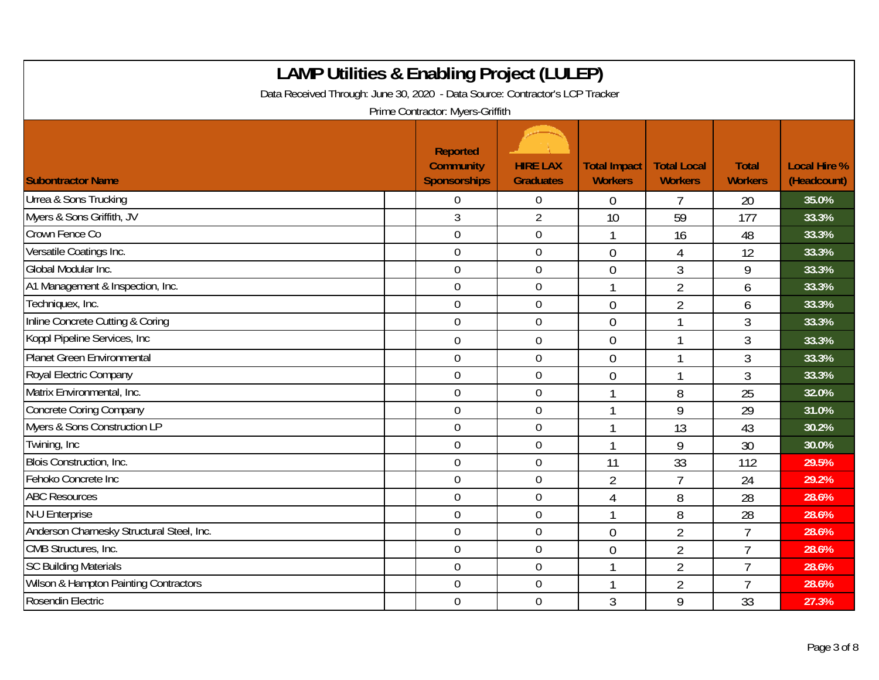# LAMP Utilities & Enabling Project (LULEP)

Data Received Through: June 30, 2020 - Data Source: Contractor's LCP Tracker

Prime Contractor: Myers-Griffith

| Subontractor Name | Reported Community Sponsorships | HIRE LAX Graduates | Total Impact Workers | Total Local Workers | Total Workers | Local Hire % (Headcount) |
|---|---|---|---|---|---|---|
| Urrea & Sons Trucking | 0 | 0 | 0 | 7 | 20 | 35.0% |
| Myers & Sons Griffith, JV | 3 | 2 | 10 | 59 | 177 | 33.3% |
| Crown Fence Co | 0 | 0 | 1 | 16 | 48 | 33.3% |
| Versatile Coatings Inc. | 0 | 0 | 0 | 4 | 12 | 33.3% |
| Global Modular Inc. | 0 | 0 | 0 | 3 | 9 | 33.3% |
| A1 Management & Inspection, Inc. | 0 | 0 | 1 | 2 | 6 | 33.3% |
| Techniquex, Inc. | 0 | 0 | 0 | 2 | 6 | 33.3% |
| Inline Concrete Cutting & Coring | 0 | 0 | 0 | 1 | 3 | 33.3% |
| Koppl Pipeline Services, Inc | 0 | 0 | 0 | 1 | 3 | 33.3% |
| Planet Green Environmental | 0 | 0 | 0 | 1 | 3 | 33.3% |
| Royal Electric Company | 0 | 0 | 0 | 1 | 3 | 33.3% |
| Matrix Environmental, Inc. | 0 | 0 | 1 | 8 | 25 | 32.0% |
| Concrete Coring Company | 0 | 0 | 1 | 9 | 29 | 31.0% |
| Myers & Sons Construction LP | 0 | 0 | 1 | 13 | 43 | 30.2% |
| Twining, Inc | 0 | 0 | 1 | 9 | 30 | 30.0% |
| Blois Construction, Inc. | 0 | 0 | 11 | 33 | 112 | 29.5% |
| Fehoko Concrete Inc | 0 | 0 | 2 | 7 | 24 | 29.2% |
| ABC Resources | 0 | 0 | 4 | 8 | 28 | 28.6% |
| N-U Enterprise | 0 | 0 | 1 | 8 | 28 | 28.6% |
| Anderson Charnesky Structural Steel, Inc. | 0 | 0 | 0 | 2 | 7 | 28.6% |
| CMB Structures, Inc. | 0 | 0 | 0 | 2 | 7 | 28.6% |
| SC Building Materials | 0 | 0 | 1 | 2 | 7 | 28.6% |
| Wilson & Hampton Painting Contractors | 0 | 0 | 1 | 2 | 7 | 28.6% |
| Rosendin Electric | 0 | 0 | 3 | 9 | 33 | 27.3% |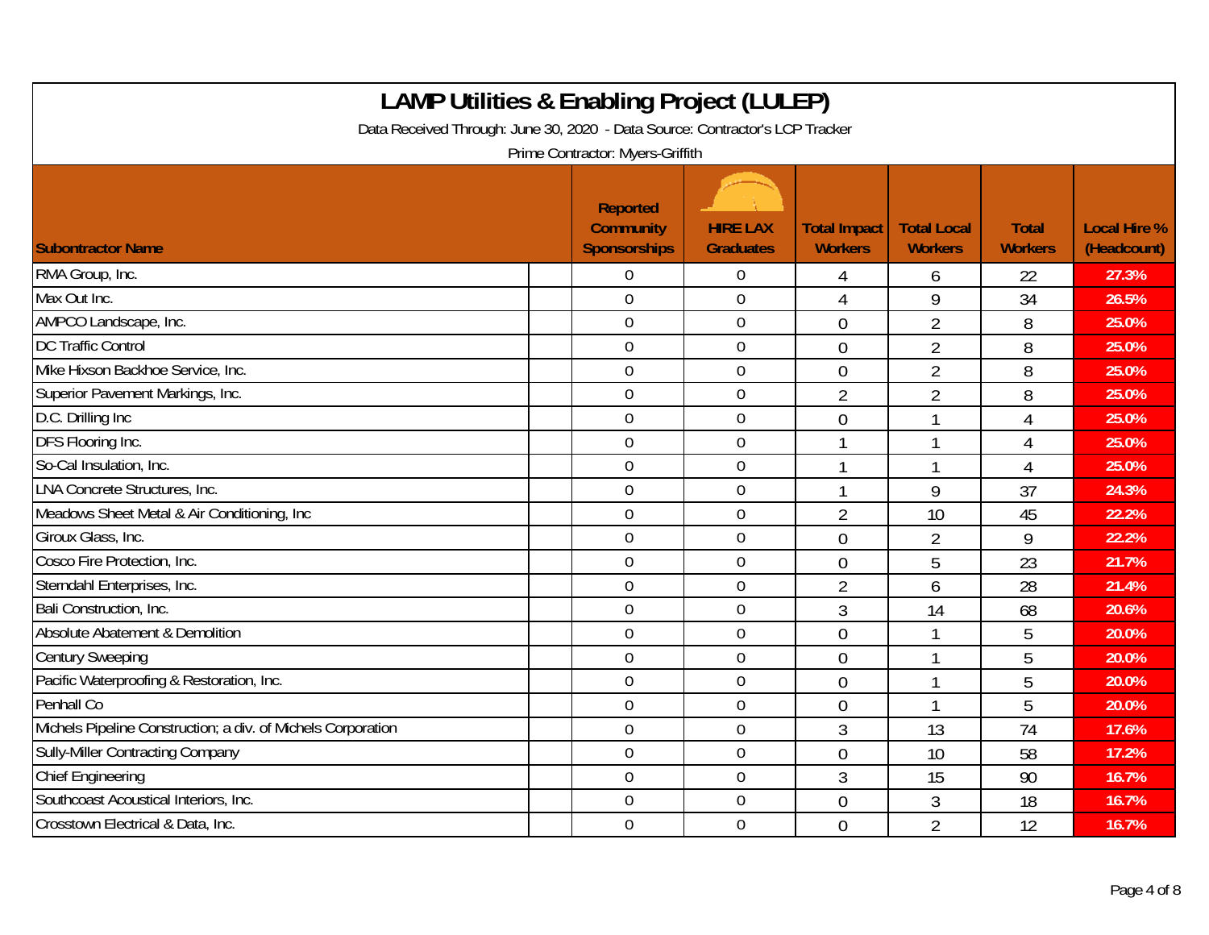# LAMP Utilities & Enabling Project (LULEP)

Data Received Through: June 30, 2020 - Data Source: Contractor's LCP Tracker

Prime Contractor: Myers-Griffith

| Subontractor Name | | Reported Community Sponsorships | HIRE LAX Graduates | Total Impact Workers | Total Local Workers | Total Workers | Local Hire % (Headcount) |
|---|---|---|---|---|---|---|---|
| RMA Group, Inc. | | 0 | 0 | 4 | 6 | 22 | 27.3% |
| Max Out Inc. | | 0 | 0 | 4 | 9 | 34 | 26.5% |
| AMPCO Landscape, Inc. | | 0 | 0 | 0 | 2 | 8 | 25.0% |
| DC Traffic Control | | 0 | 0 | 0 | 2 | 8 | 25.0% |
| Mike Hixson Backhoe Service, Inc. | | 0 | 0 | 0 | 2 | 8 | 25.0% |
| Superior Pavement Markings, Inc. | | 0 | 0 | 2 | 2 | 8 | 25.0% |
| D.C. Drilling Inc | | 0 | 0 | 0 | 1 | 4 | 25.0% |
| DFS Flooring Inc. | | 0 | 0 | 1 | 1 | 4 | 25.0% |
| So-Cal Insulation, Inc. | | 0 | 0 | 1 | 1 | 4 | 25.0% |
| LNA Concrete Structures, Inc. | | 0 | 0 | 1 | 9 | 37 | 24.3% |
| Meadows Sheet Metal & Air Conditioning, Inc | | 0 | 0 | 2 | 10 | 45 | 22.2% |
| Giroux Glass, Inc. | | 0 | 0 | 0 | 2 | 9 | 22.2% |
| Cosco Fire Protection, Inc. | | 0 | 0 | 0 | 5 | 23 | 21.7% |
| Sterndahl Enterprises, Inc. | | 0 | 0 | 2 | 6 | 28 | 21.4% |
| Bali Construction, Inc. | | 0 | 0 | 3 | 14 | 68 | 20.6% |
| Absolute Abatement & Demolition | | 0 | 0 | 0 | 1 | 5 | 20.0% |
| Century Sweeping | | 0 | 0 | 0 | 1 | 5 | 20.0% |
| Pacific Waterproofing & Restoration, Inc. | | 0 | 0 | 0 | 1 | 5 | 20.0% |
| Penhall Co | | 0 | 0 | 0 | 1 | 5 | 20.0% |
| Michels Pipeline Construction; a div. of Michels Corporation | | 0 | 0 | 3 | 13 | 74 | 17.6% |
| Sully-Miller Contracting Company | | 0 | 0 | 0 | 10 | 58 | 17.2% |
| Chief Engineering | | 0 | 0 | 3 | 15 | 90 | 16.7% |
| Southcoast Acoustical Interiors, Inc. | | 0 | 0 | 0 | 3 | 18 | 16.7% |
| Crosstown Electrical & Data, Inc. | | 0 | 0 | 0 | 2 | 12 | 16.7% |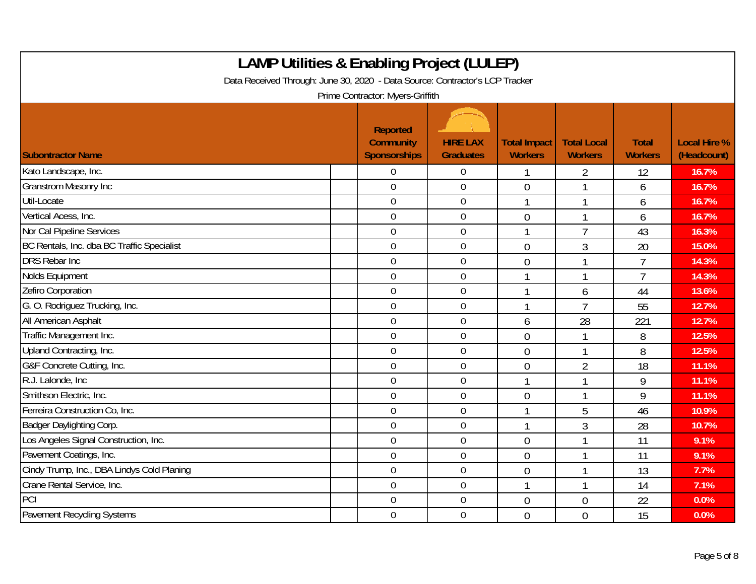# LAMP Utilities & Enabling Project (LULEP)

Data Received Through: June 30, 2020 - Data Source: Contractor's LCP Tracker

Prime Contractor: Myers-Griffith

| Subontractor Name | Reported Community Sponsorships | HIRE LAX Graduates | Total Impact Workers | Total Local Workers | Total Workers | Local Hire % (Headcount) |
|---|---|---|---|---|---|---|
| Kato Landscape, Inc. | 0 | 0 | 1 | 2 | 12 | 16.7% |
| Granstrom Masonry Inc | 0 | 0 | 0 | 1 | 6 | 16.7% |
| Util-Locate | 0 | 0 | 1 | 1 | 6 | 16.7% |
| Vertical Acess, Inc. | 0 | 0 | 0 | 1 | 6 | 16.7% |
| Nor Cal Pipeline Services | 0 | 0 | 1 | 7 | 43 | 16.3% |
| BC Rentals, Inc. dba BC Traffic Specialist | 0 | 0 | 0 | 3 | 20 | 15.0% |
| DRS Rebar Inc | 0 | 0 | 0 | 1 | 7 | 14.3% |
| Nolds Equipment | 0 | 0 | 1 | 1 | 7 | 14.3% |
| Zefiro Corporation | 0 | 0 | 1 | 6 | 44 | 13.6% |
| G. O. Rodriguez Trucking, Inc. | 0 | 0 | 1 | 7 | 55 | 12.7% |
| All American Asphalt | 0 | 0 | 6 | 28 | 221 | 12.7% |
| Traffic Management Inc. | 0 | 0 | 0 | 1 | 8 | 12.5% |
| Upland Contracting, Inc. | 0 | 0 | 0 | 1 | 8 | 12.5% |
| G&F Concrete Cutting, Inc. | 0 | 0 | 0 | 2 | 18 | 11.1% |
| R.J. Lalonde, Inc | 0 | 0 | 1 | 1 | 9 | 11.1% |
| Smithson Electric, Inc. | 0 | 0 | 0 | 1 | 9 | 11.1% |
| Ferreira Construction Co, Inc. | 0 | 0 | 1 | 5 | 46 | 10.9% |
| Badger Daylighting Corp. | 0 | 0 | 1 | 3 | 28 | 10.7% |
| Los Angeles Signal Construction, Inc. | 0 | 0 | 0 | 1 | 11 | 9.1% |
| Pavement Coatings, Inc. | 0 | 0 | 0 | 1 | 11 | 9.1% |
| Cindy Trump, Inc., DBA Lindys Cold Planing | 0 | 0 | 0 | 1 | 13 | 7.7% |
| Crane Rental Service, Inc. | 0 | 0 | 1 | 1 | 14 | 7.1% |
| PCI | 0 | 0 | 0 | 0 | 22 | 0.0% |
| Pavement Recycling Systems | 0 | 0 | 0 | 0 | 15 | 0.0% |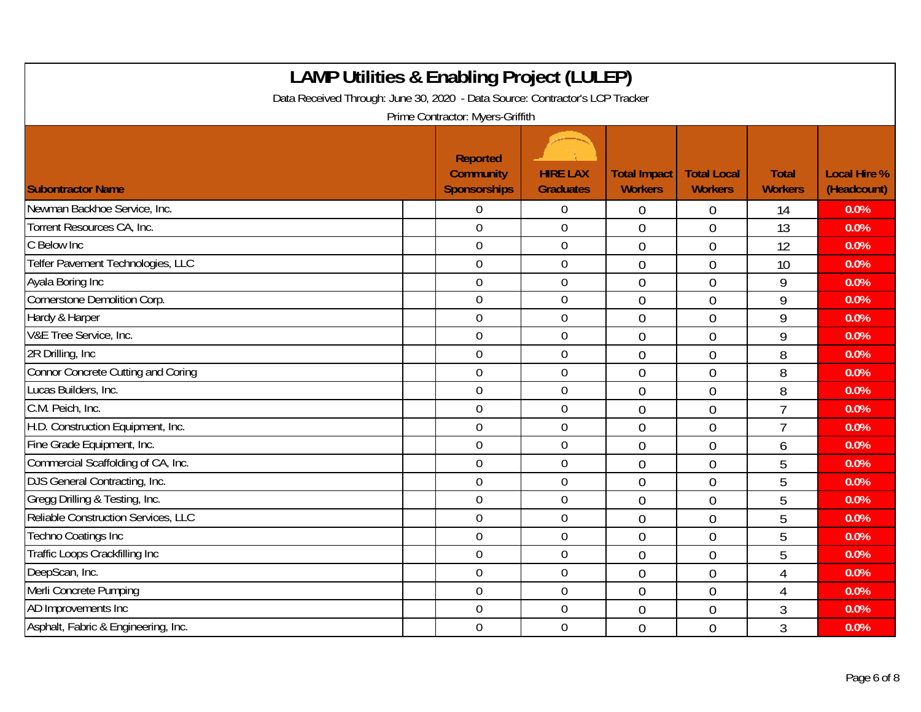# LAMP Utilities & Enabling Project (LULEP)

Data Received Through: June 30, 2020 - Data Source: Contractor's LCP Tracker

Prime Contractor: Myers-Griffith

| Subontractor Name | Reported Community Sponsorships | HIRE LAX Graduates | Total Impact Workers | Total Local Workers | Total Workers | Local Hire % (Headcount) |
|---|---|---|---|---|---|---|
| Newman Backhoe Service, Inc. | 0 | 0 | 0 | 0 | 14 | 0.0% |
| Torrent Resources CA, Inc. | 0 | 0 | 0 | 0 | 13 | 0.0% |
| C Below Inc | 0 | 0 | 0 | 0 | 12 | 0.0% |
| Telfer Pavement Technologies, LLC | 0 | 0 | 0 | 0 | 10 | 0.0% |
| Ayala Boring Inc | 0 | 0 | 0 | 0 | 9 | 0.0% |
| Cornerstone Demolition Corp. | 0 | 0 | 0 | 0 | 9 | 0.0% |
| Hardy & Harper | 0 | 0 | 0 | 0 | 9 | 0.0% |
| V&E Tree Service, Inc. | 0 | 0 | 0 | 0 | 9 | 0.0% |
| 2R Drilling, Inc | 0 | 0 | 0 | 0 | 8 | 0.0% |
| Connor Concrete Cutting and Coring | 0 | 0 | 0 | 0 | 8 | 0.0% |
| Lucas Builders, Inc. | 0 | 0 | 0 | 0 | 8 | 0.0% |
| C.M. Peich, Inc. | 0 | 0 | 0 | 0 | 7 | 0.0% |
| H.D. Construction Equipment, Inc. | 0 | 0 | 0 | 0 | 7 | 0.0% |
| Fine Grade Equipment, Inc. | 0 | 0 | 0 | 0 | 6 | 0.0% |
| Commercial Scaffolding of CA, Inc. | 0 | 0 | 0 | 0 | 5 | 0.0% |
| DJS General Contracting, Inc. | 0 | 0 | 0 | 0 | 5 | 0.0% |
| Gregg Drilling & Testing, Inc. | 0 | 0 | 0 | 0 | 5 | 0.0% |
| Reliable Construction Services, LLC | 0 | 0 | 0 | 0 | 5 | 0.0% |
| Techno Coatings Inc | 0 | 0 | 0 | 0 | 5 | 0.0% |
| Traffic Loops Crackfilling Inc | 0 | 0 | 0 | 0 | 5 | 0.0% |
| DeepScan, Inc. | 0 | 0 | 0 | 0 | 4 | 0.0% |
| Merli Concrete Pumping | 0 | 0 | 0 | 0 | 4 | 0.0% |
| AD Improvements Inc | 0 | 0 | 0 | 0 | 3 | 0.0% |
| Asphalt, Fabric & Engineering, Inc. | 0 | 0 | 0 | 0 | 3 | 0.0% |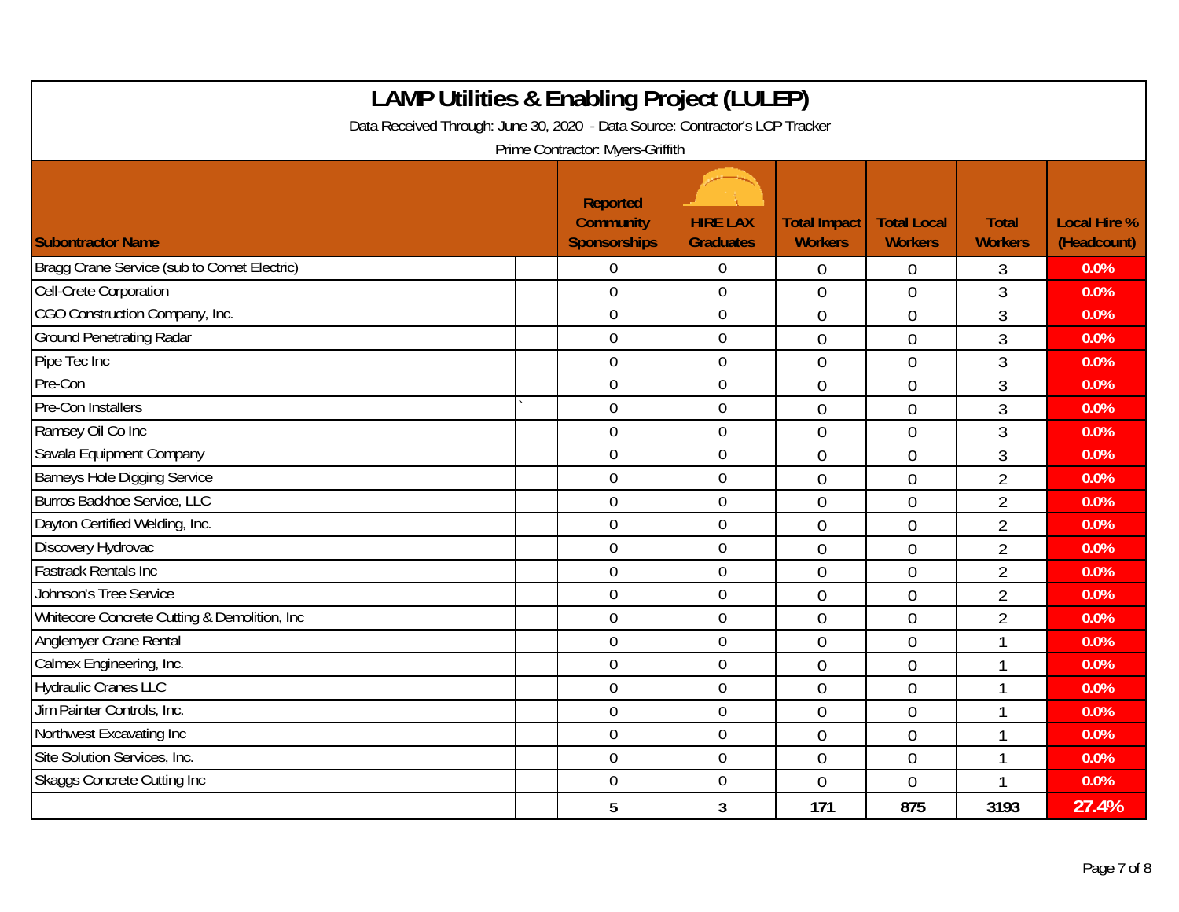# LAMP Utilities & Enabling Project (LULEP)

Data Received Through: June 30, 2020 - Data Source: Contractor's LCP Tracker

Prime Contractor: Myers-Griffith

| Subontractor Name | | Reported Community Sponsorships | HIRE LAX Graduates | Total Impact Workers | Total Local Workers | Total Workers | Local Hire % (Headcount) |
|---|---|---|---|---|---|---|---|
| Bragg Crane Service (sub to Comet Electric) | | 0 | 0 | 0 | 0 | 3 | 0.0% |
| Cell-Crete Corporation | | 0 | 0 | 0 | 0 | 3 | 0.0% |
| CGO Construction Company, Inc. | | 0 | 0 | 0 | 0 | 3 | 0.0% |
| Ground Penetrating Radar | | 0 | 0 | 0 | 0 | 3 | 0.0% |
| Pipe Tec Inc | | 0 | 0 | 0 | 0 | 3 | 0.0% |
| Pre-Con | | 0 | 0 | 0 | 0 | 3 | 0.0% |
| Pre-Con Installers | ` | 0 | 0 | 0 | 0 | 3 | 0.0% |
| Ramsey Oil Co Inc | | 0 | 0 | 0 | 0 | 3 | 0.0% |
| Savala Equipment Company | | 0 | 0 | 0 | 0 | 3 | 0.0% |
| Barneys Hole Digging Service | | 0 | 0 | 0 | 0 | 2 | 0.0% |
| Burros Backhoe Service, LLC | | 0 | 0 | 0 | 0 | 2 | 0.0% |
| Dayton Certified Welding, Inc. | | 0 | 0 | 0 | 0 | 2 | 0.0% |
| Discovery Hydrovac | | 0 | 0 | 0 | 0 | 2 | 0.0% |
| Fastrack Rentals Inc | | 0 | 0 | 0 | 0 | 2 | 0.0% |
| Johnson's Tree Service | | 0 | 0 | 0 | 0 | 2 | 0.0% |
| Whitecore Concrete Cutting & Demolition, Inc | | 0 | 0 | 0 | 0 | 2 | 0.0% |
| Anglemyer Crane Rental | | 0 | 0 | 0 | 0 | 1 | 0.0% |
| Calmex Engineering, Inc. | | 0 | 0 | 0 | 0 | 1 | 0.0% |
| Hydraulic Cranes LLC | | 0 | 0 | 0 | 0 | 1 | 0.0% |
| Jim Painter Controls, Inc. | | 0 | 0 | 0 | 0 | 1 | 0.0% |
| Northwest Excavating Inc | | 0 | 0 | 0 | 0 | 1 | 0.0% |
| Site Solution Services, Inc. | | 0 | 0 | 0 | 0 | 1 | 0.0% |
| Skaggs Concrete Cutting Inc | | 0 | 0 | 0 | 0 | 1 | 0.0% |
| | | **5** | **3** | **171** | **875** | **3193** | **27.4%** |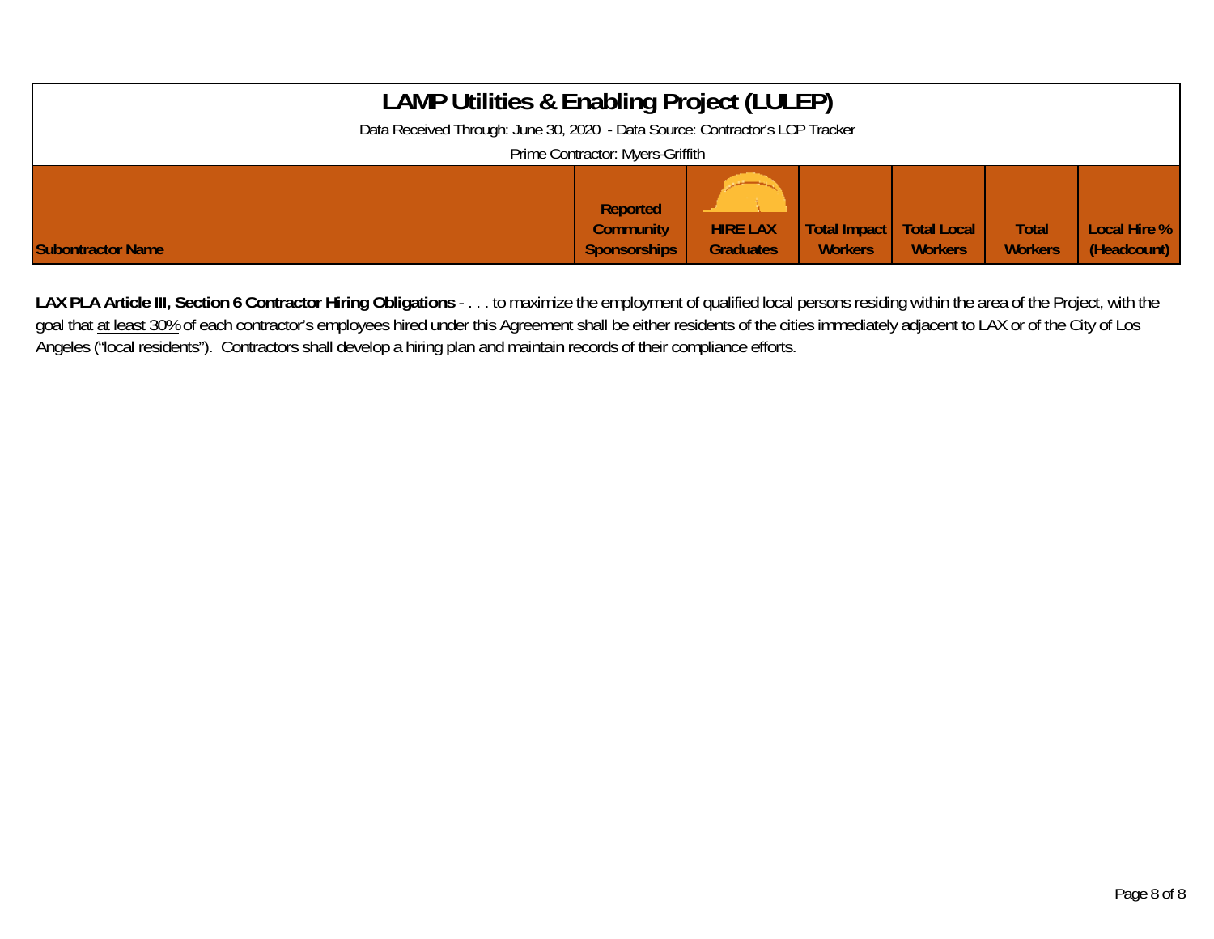# LAMP Utilities & Enabling Project (LULEP)

Data Received Through: June 30, 2020 - Data Source: Contractor's LCP Tracker

Prime Contractor: Myers-Griffith

| Subontractor Name | Reported Community Sponsorships | HIRE LAX Graduates | Total Impact Workers | Total Local Workers | Total Workers | Local Hire % (Headcount) |
|---|---|---|---|---|---|---|

**LAX PLA Article III, Section 6 Contractor Hiring Obligations** - . . . to maximize the employment of qualified local persons residing within the area of the Project, with the goal that <u>at least 30%</u> of each contractor's employees hired under this Agreement shall be either residents of the cities immediately adjacent to LAX or of the City of Los Angeles ("local residents"). Contractors shall develop a hiring plan and maintain records of their compliance efforts.